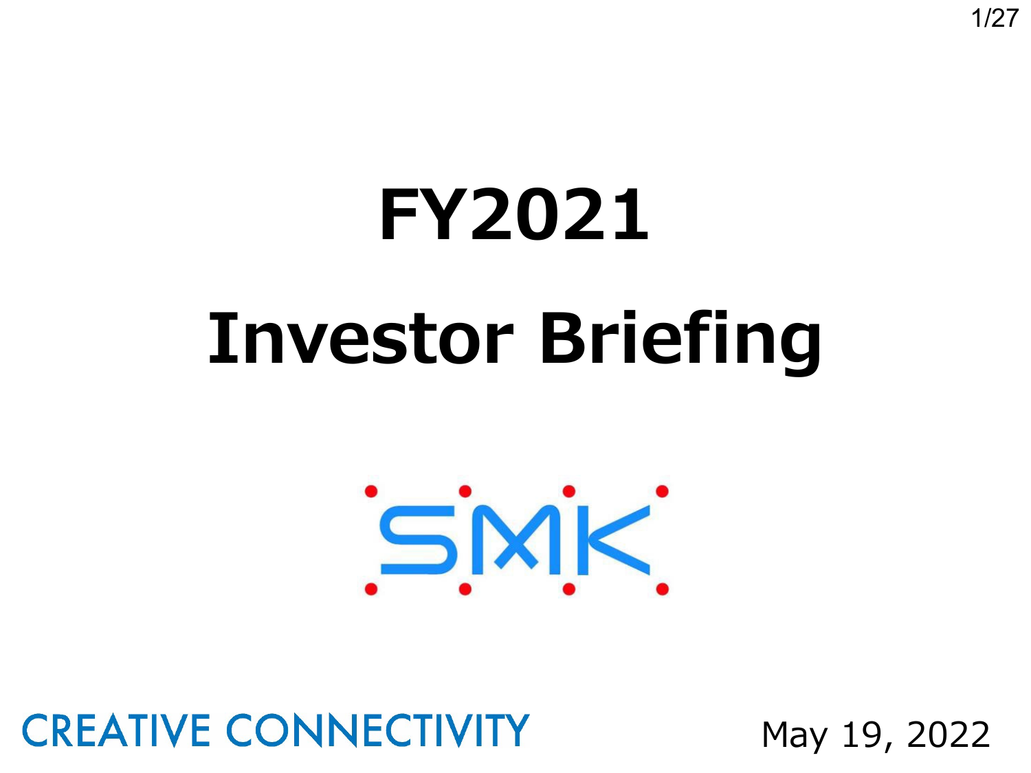# FY2021

# Investor Briefing

SMK

CREATIVE CONNECTIVITY

May 19, 2022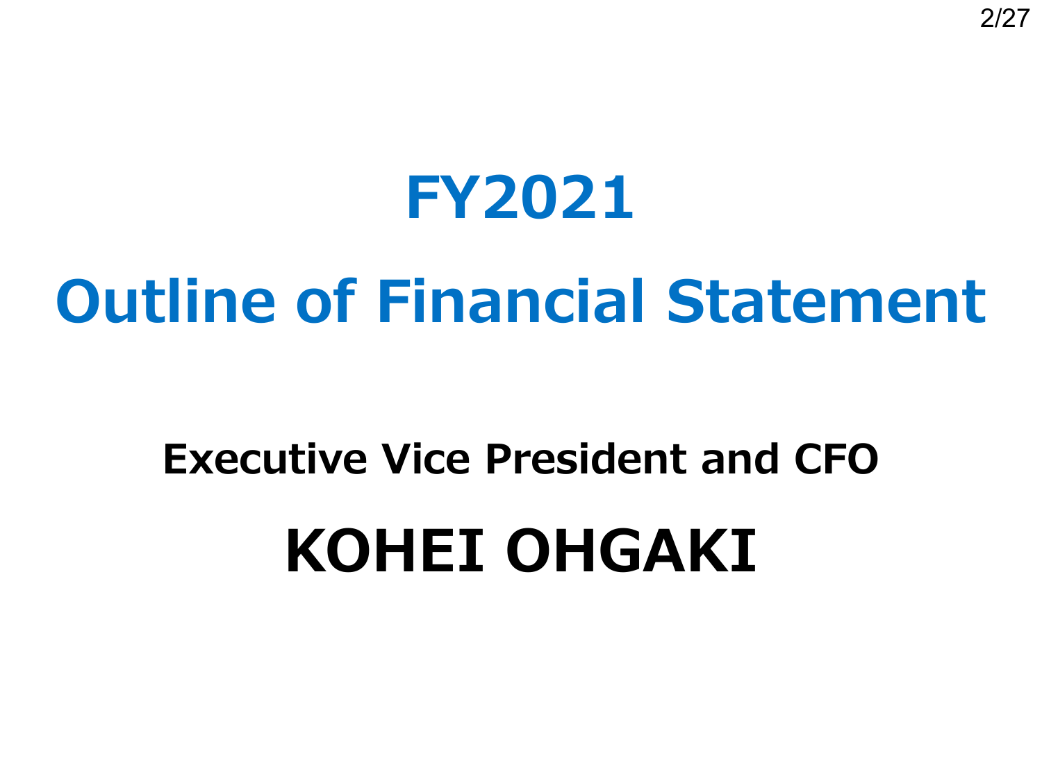# FY2021

# Outline of Financial Statement

**Executive Vice President and CFO**

## KOHEI OHGAKI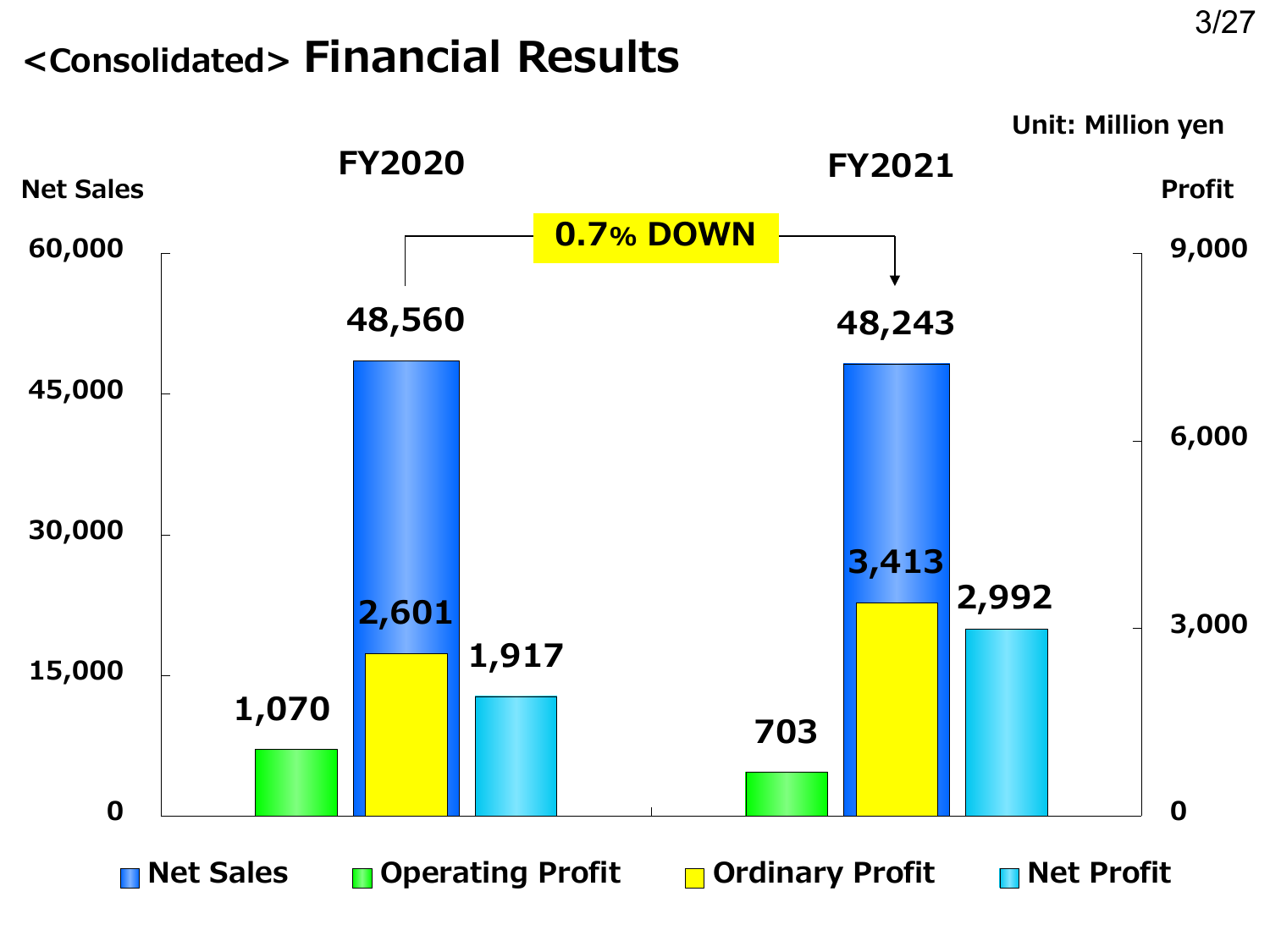# <Consolidated> Financial Results

Unit: Million yen

| | FY2020 | FY2021 |
|---|---|---|
| Net Sales | 48,560 | 48,243 |
| Operating Profit | 1,070 | 703 |
| Ordinary Profit | 2,601 | 3,413 |
| Net Profit | 1,917 | 2,992 |

Net Sales: 0.7% DOWN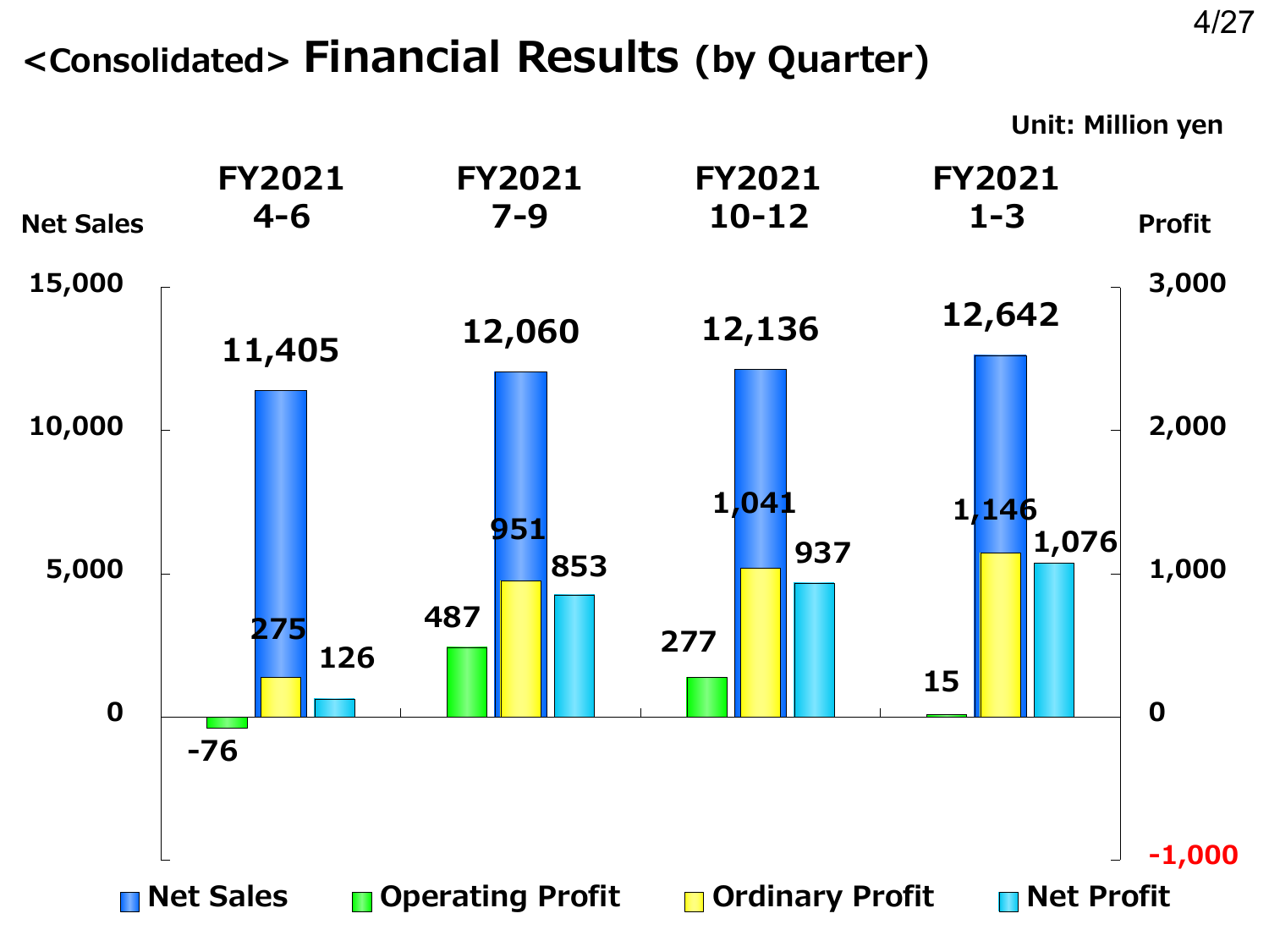# <Consolidated> Financial Results (by Quarter)

Unit: Million yen

| | FY2021 4-6 | FY2021 7-9 | FY2021 10-12 | FY2021 1-3 |
|---|---|---|---|---|
| Net Sales | 11,405 | 12,060 | 12,136 | 12,642 |
| Operating Profit | -76 | 487 | 277 | 15 |
| Ordinary Profit | 275 | 951 | 1,041 | 1,146 |
| Net Profit | 126 | 853 | 937 | 1,076 |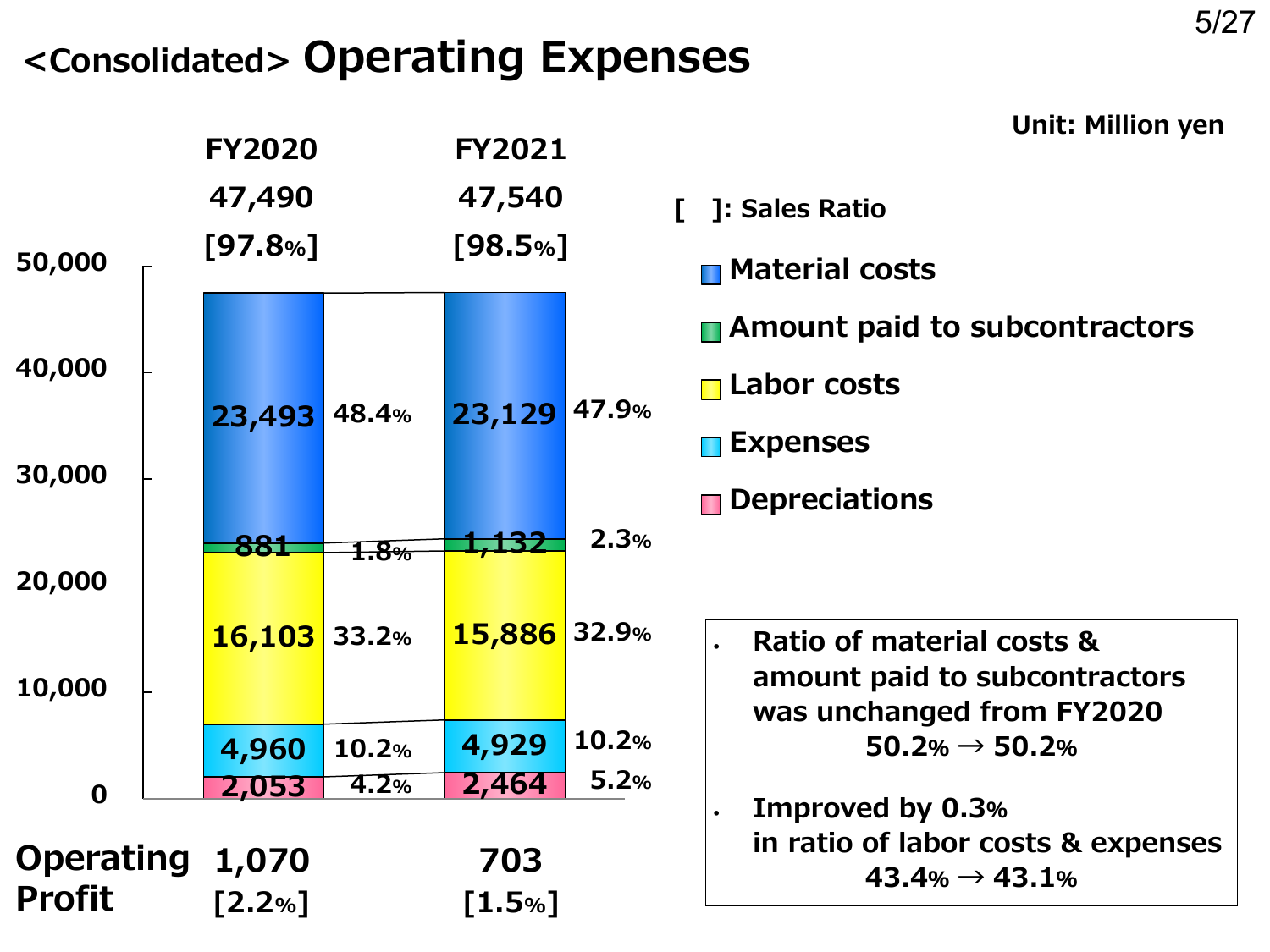# <Consolidated> Operating Expenses

Unit: Million yen

[ ]: Sales Ratio

| | FY2020 | | FY2021 | |
|---|---|---|---|---|
| Total | 47,490 | [97.8%] | 47,540 | [98.5%] |
| Material costs | 23,493 | 48.4% | 23,129 | 47.9% |
| Amount paid to subcontractors | 881 | 1.8% | 1,132 | 2.3% |
| Labor costs | 16,103 | 33.2% | 15,886 | 32.9% |
| Expenses | 4,960 | 10.2% | 4,929 | 10.2% |
| Depreciations | 2,053 | 4.2% | 2,464 | 5.2% |
| Operating Profit | 1,070 | [2.2%] | 703 | [1.5%] |

- Ratio of material costs & amount paid to subcontractors was unchanged from FY2020
  50.2% → 50.2%
- Improved by 0.3% in ratio of labor costs & expenses
  43.4% → 43.1%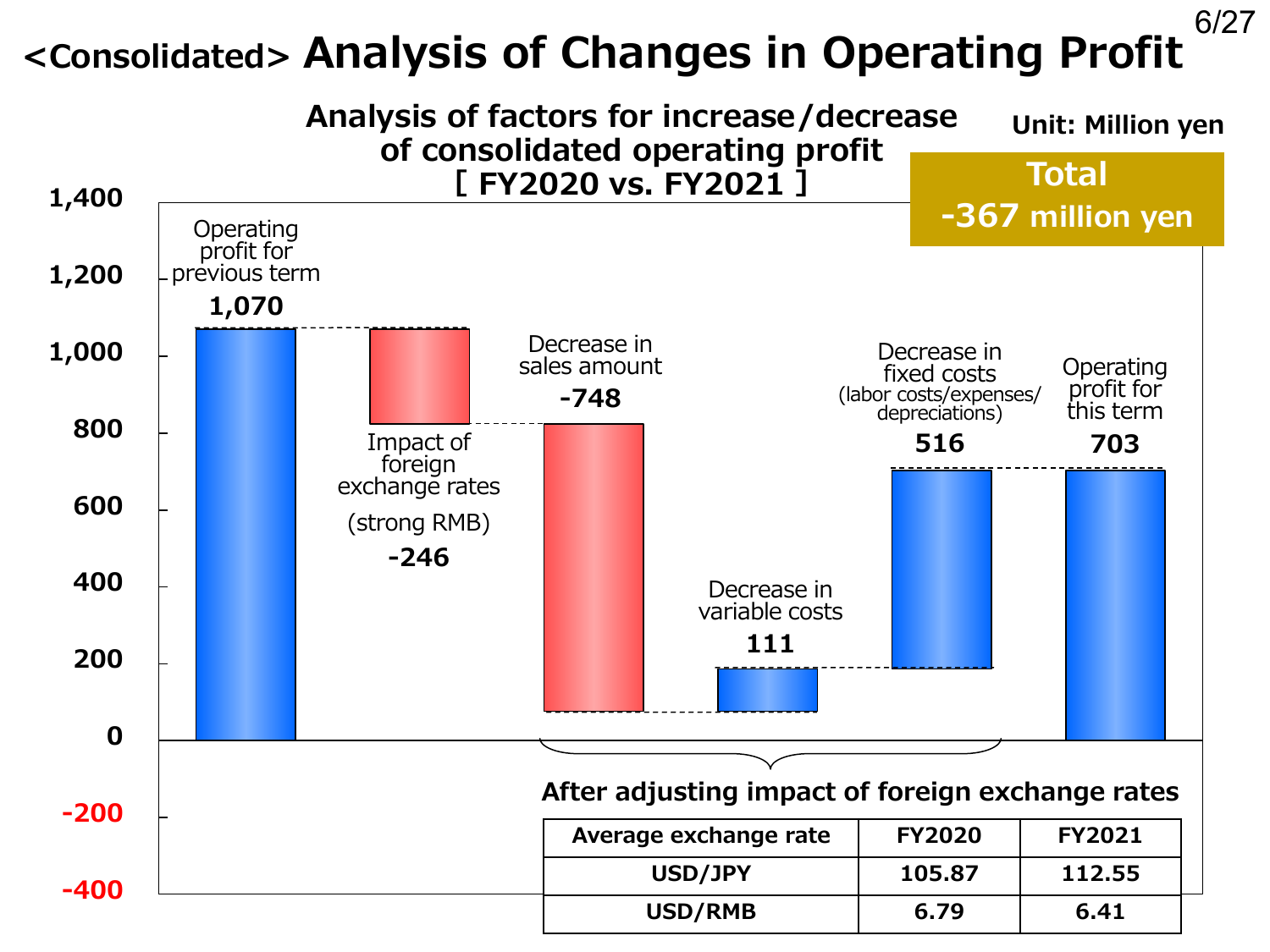# <Consolidated> Analysis of Changes in Operating Profit

**Analysis of factors for increase/decrease of consolidated operating profit [ FY2020 vs. FY2021 ]**

**Unit: Million yen**

**Total -367 million yen**

| Item | Amount |
|---|---|
| Operating profit for previous term | 1,070 |
| Impact of foreign exchange rates (strong RMB) | -246 |
| Decrease in sales amount | -748 |
| Decrease in variable costs | 111 |
| Decrease in fixed costs (labor costs/expenses/depreciations) | 516 |
| Operating profit for this term | 703 |

**After adjusting impact of foreign exchange rates**

| Average exchange rate | FY2020 | FY2021 |
|---|---|---|
| USD/JPY | 105.87 | 112.55 |
| USD/RMB | 6.79 | 6.41 |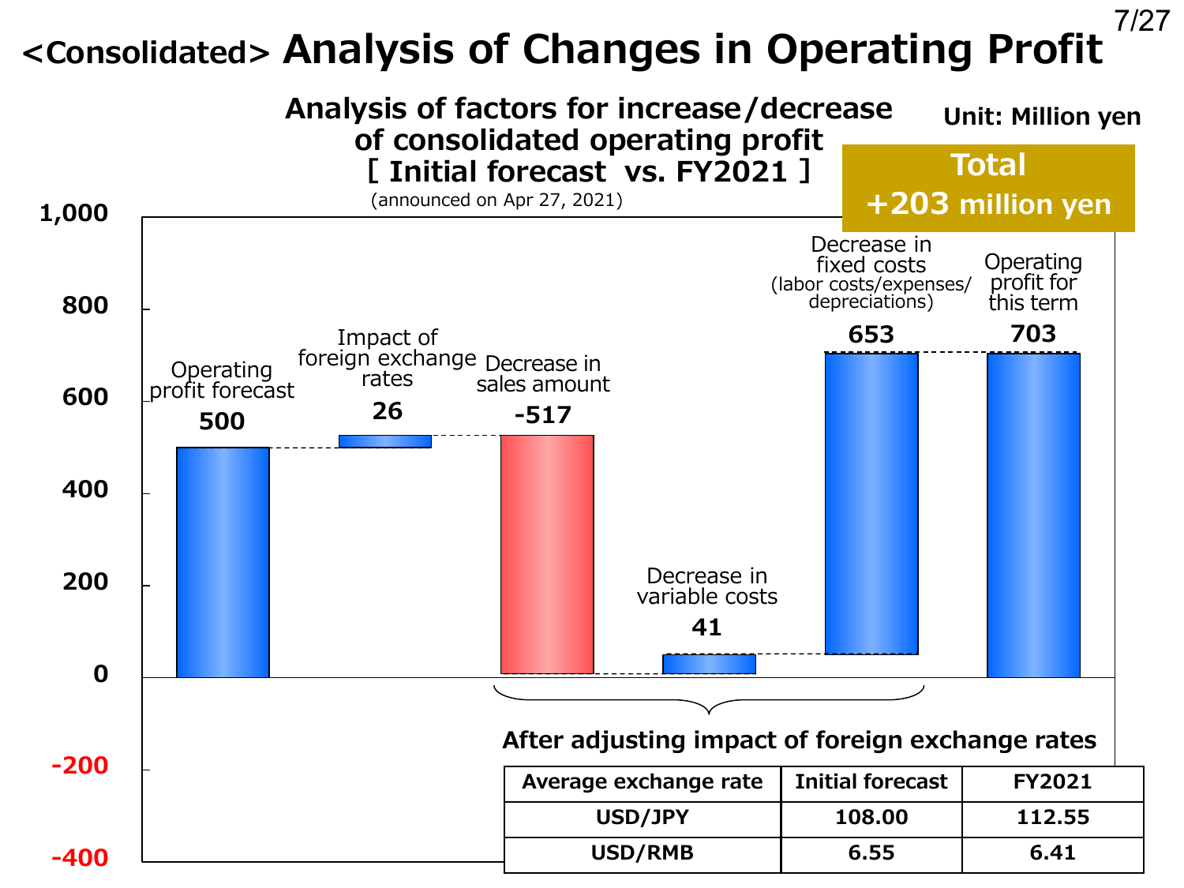# <Consolidated> Analysis of Changes in Operating Profit

## Analysis of factors for increase/decrease of consolidated operating profit [ Initial forecast vs. FY2021 ]

(announced on Apr 27, 2021)

Unit: Million yen

**Total +203 million yen**

| Item | Amount |
|---|---|
| Operating profit forecast | 500 |
| Impact of foreign exchange rates | 26 |
| Decrease in sales amount | -517 |
| Decrease in variable costs | 41 |
| Decrease in fixed costs (labor costs/expenses/depreciations) | 653 |
| Operating profit for this term | 703 |

After adjusting impact of foreign exchange rates

| Average exchange rate | Initial forecast | FY2021 |
|---|---|---|
| USD/JPY | 108.00 | 112.55 |
| USD/RMB | 6.55 | 6.41 |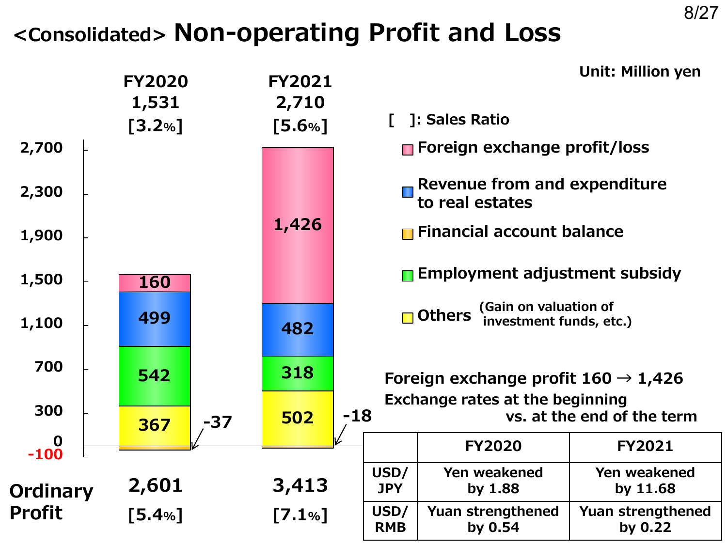# <Consolidated> Non-operating Profit and Loss

Unit: Million yen

[ ]: Sales Ratio

| | FY2020 | FY2021 |
|---|---|---|
| Non-operating profit and loss | 1,531 [3.2%] | 2,710 [5.6%] |
| Foreign exchange profit/loss | 160 | 1,426 |
| Revenue from and expenditure to real estates | 499 | 482 |
| Employment adjustment subsidy | 542 | 318 |
| Others (Gain on valuation of investment funds, etc.) | 367 | 502 |
| Financial account balance | -37 | -18 |
| Ordinary Profit | 2,601 [5.4%] | 3,413 [7.1%] |

Foreign exchange profit 160 → 1,426

Exchange rates at the beginning vs. at the end of the term

| | FY2020 | FY2021 |
|---|---|---|
| USD/JPY | Yen weakened by 1.88 | Yen weakened by 11.68 |
| USD/RMB | Yuan strengthened by 0.54 | Yuan strengthened by 0.22 |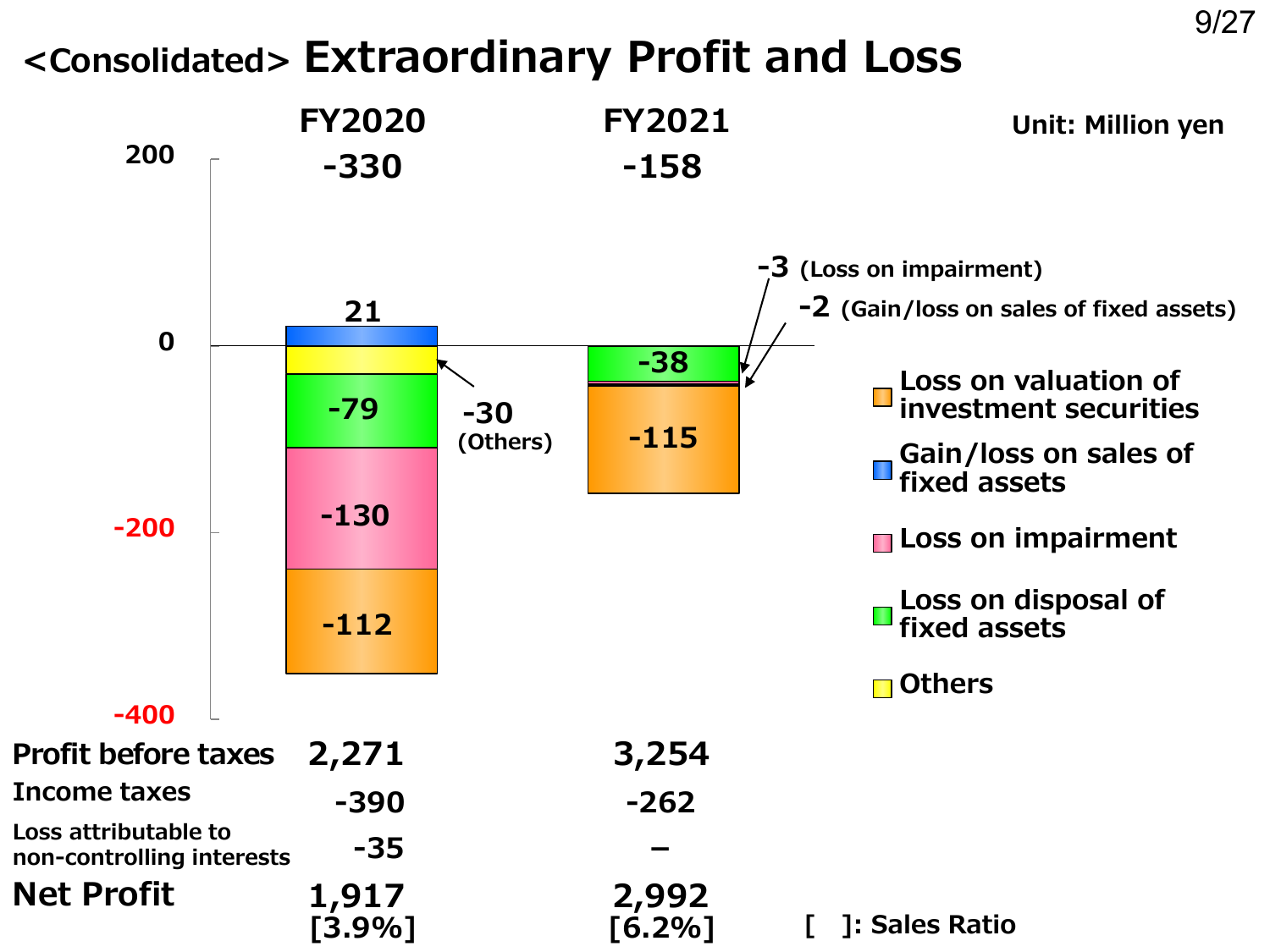# <Consolidated> Extraordinary Profit and Loss

Unit: Million yen

| | FY2020 | FY2021 |
|---|---|---|
| Total | -330 | -158 |
| Gain/loss on sales of fixed assets | 21 | -2 |
| Others | -30 | |
| Loss on disposal of fixed assets | -79 | -38 |
| Loss on impairment | -130 | -3 |
| Loss on valuation of investment securities | -112 | -115 |

| | FY2020 | FY2021 |
|---|---|---|
| Profit before taxes | 2,271 | 3,254 |
| Income taxes | -390 | -262 |
| Loss attributable to non-controlling interests | -35 | – |
| **Net Profit** | **1,917** [3.9%] | **2,992** [6.2%] |

[ ]: Sales Ratio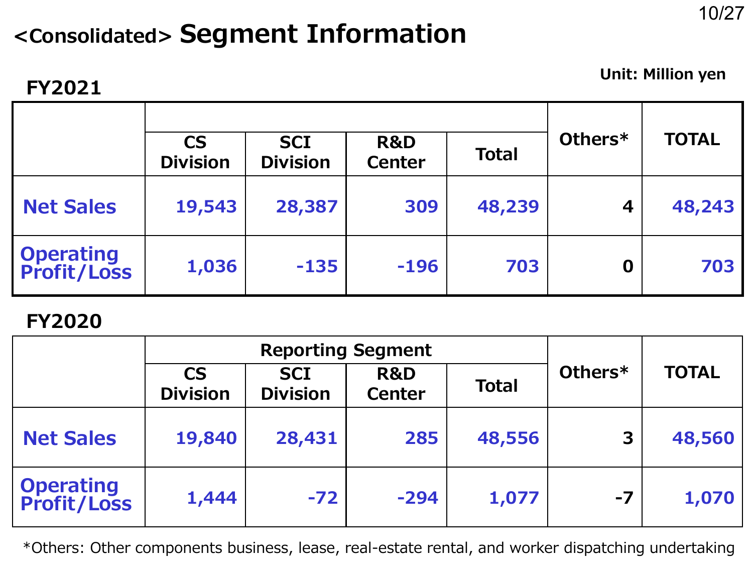# <Consolidated> Segment Information

Unit: Million yen

### FY2021

| | | | | | Others* | TOTAL |
|---|---|---|---|---|---|---|
| | CS Division | SCI Division | R&D Center | Total | | |
| Net Sales | 19,543 | 28,387 | 309 | 48,239 | 4 | 48,243 |
| Operating Profit/Loss | 1,036 | -135 | -196 | 703 | 0 | 703 |

### FY2020

| | Reporting Segment | | | | Others* | TOTAL |
|---|---|---|---|---|---|---|
| | CS Division | SCI Division | R&D Center | Total | | |
| Net Sales | 19,840 | 28,431 | 285 | 48,556 | 3 | 48,560 |
| Operating Profit/Loss | 1,444 | -72 | -294 | 1,077 | -7 | 1,070 |

*Others: Other components business, lease, real-estate rental, and worker dispatching undertaking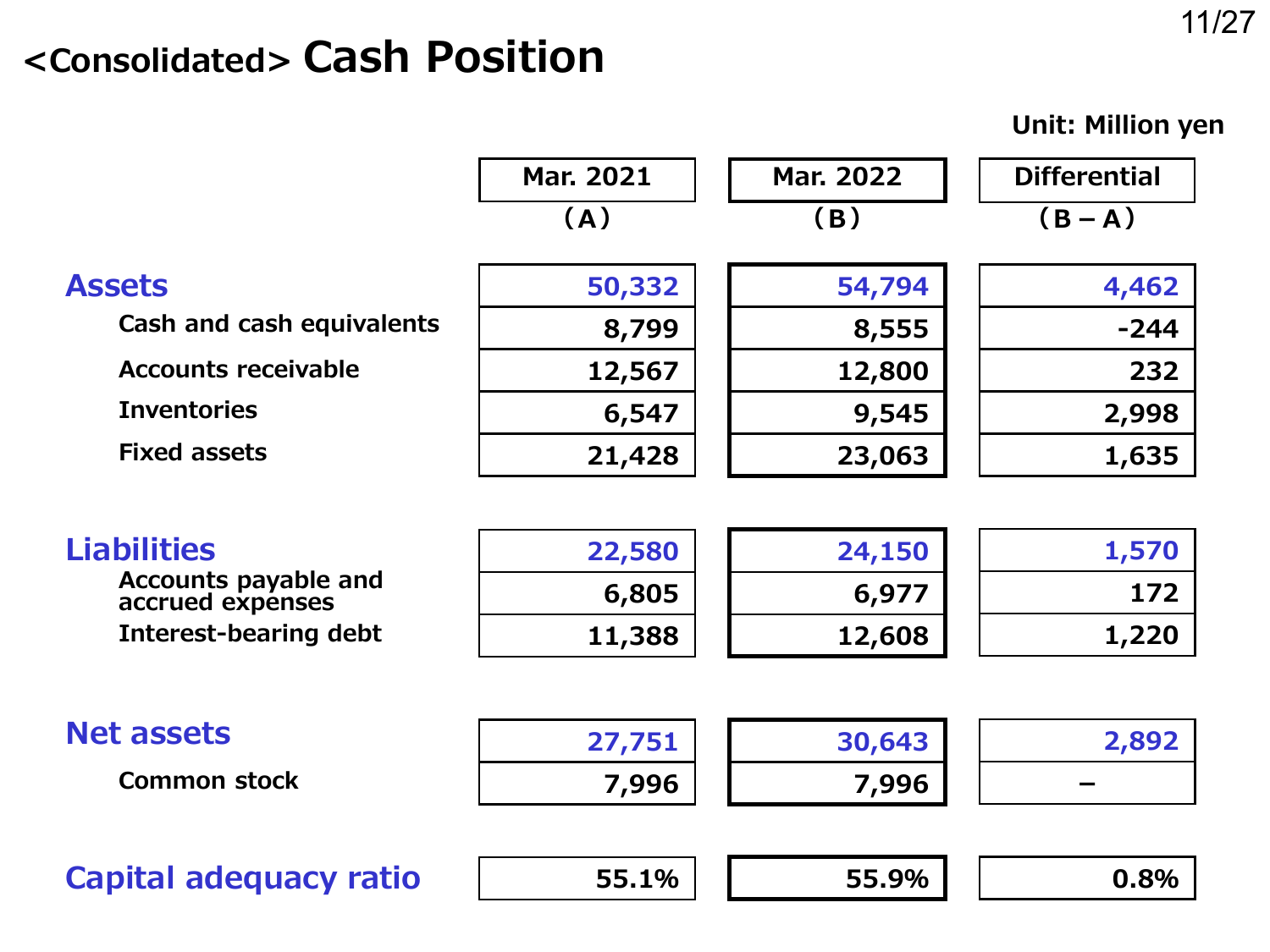# <Consolidated> Cash Position

Unit: Million yen

| | Mar. 2021 (A) | Mar. 2022 (B) | Differential (B – A) |
|---|---|---|---|
| **Assets** | 50,332 | 54,794 | 4,462 |
| Cash and cash equivalents | 8,799 | 8,555 | -244 |
| Accounts receivable | 12,567 | 12,800 | 232 |
| Inventories | 6,547 | 9,545 | 2,998 |
| Fixed assets | 21,428 | 23,063 | 1,635 |
| **Liabilities** | 22,580 | 24,150 | 1,570 |
| Accounts payable and accrued expenses | 6,805 | 6,977 | 172 |
| Interest-bearing debt | 11,388 | 12,608 | 1,220 |
| **Net assets** | 27,751 | 30,643 | 2,892 |
| Common stock | 7,996 | 7,996 | – |
| **Capital adequacy ratio** | 55.1% | 55.9% | 0.8% |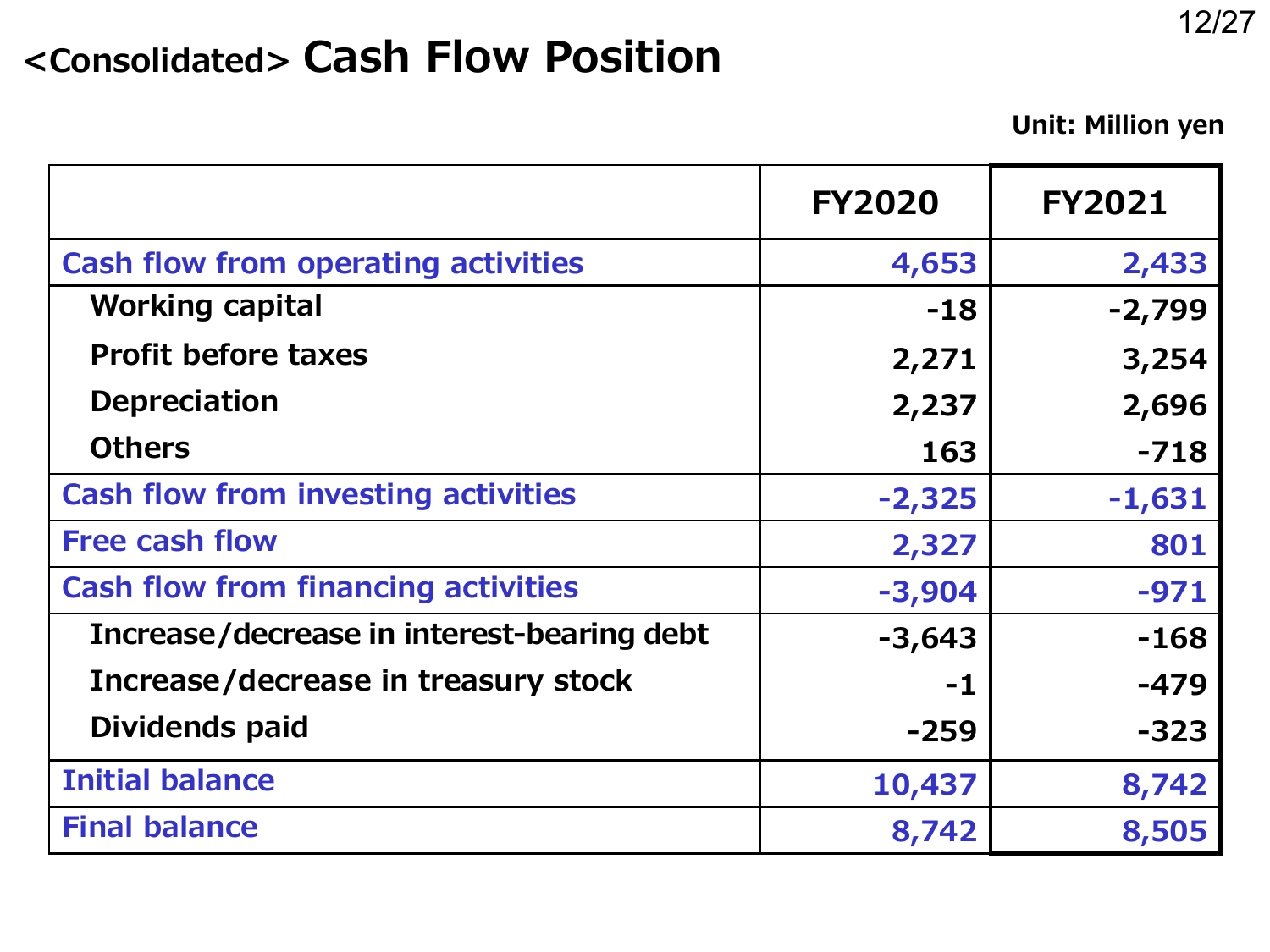# <Consolidated> Cash Flow Position

Unit: Million yen

| | FY2020 | FY2021 |
|---|---|---|
| Cash flow from operating activities | 4,653 | 2,433 |
| Working capital | -18 | -2,799 |
| Profit before taxes | 2,271 | 3,254 |
| Depreciation | 2,237 | 2,696 |
| Others | 163 | -718 |
| Cash flow from investing activities | -2,325 | -1,631 |
| Free cash flow | 2,327 | 801 |
| Cash flow from financing activities | -3,904 | -971 |
| Increase/decrease in interest-bearing debt | -3,643 | -168 |
| Increase/decrease in treasury stock | -1 | -479 |
| Dividends paid | -259 | -323 |
| Initial balance | 10,437 | 8,742 |
| Final balance | 8,742 | 8,505 |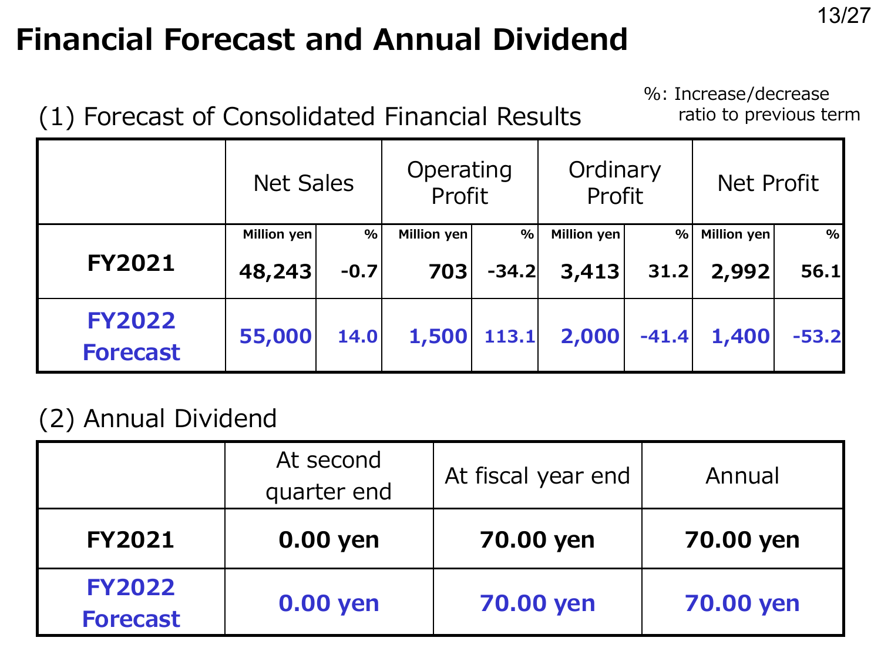# Financial Forecast and Annual Dividend

%: Increase/decrease ratio to previous term

## (1) Forecast of Consolidated Financial Results

| | Net Sales | | Operating Profit | | Ordinary Profit | | Net Profit | |
|---|---|---|---|---|---|---|---|---|
| | Million yen | % | Million yen | % | Million yen | % | Million yen | % |
| **FY2021** | **48,243** | **-0.7** | **703** | **-34.2** | **3,413** | **31.2** | **2,992** | **56.1** |
| **FY2022 Forecast** | **55,000** | **14.0** | **1,500** | **113.1** | **2,000** | **-41.4** | **1,400** | **-53.2** |

## (2) Annual Dividend

| | At second quarter end | At fiscal year end | Annual |
|---|---|---|---|
| **FY2021** | **0.00 yen** | **70.00 yen** | **70.00 yen** |
| **FY2022 Forecast** | **0.00 yen** | **70.00 yen** | **70.00 yen** |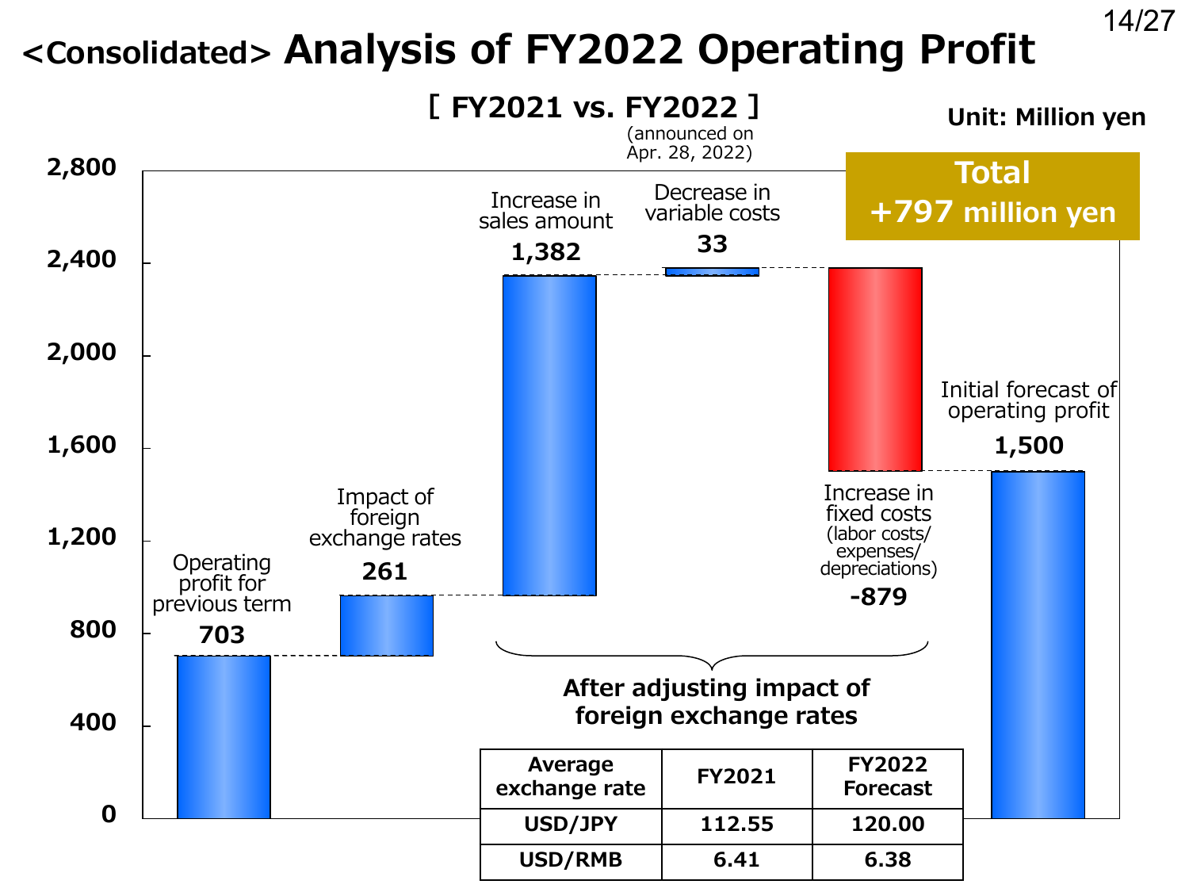# <Consolidated> Analysis of FY2022 Operating Profit

**[ FY2021 vs. FY2022 ]** (announced on Apr. 28, 2022)

**Unit: Million yen**

**Total +797 million yen**

| Item | Amount |
|---|---|
| Operating profit for previous term | 703 |
| Impact of foreign exchange rates | 261 |
| Increase in sales amount | 1,382 |
| Decrease in variable costs | 33 |
| Increase in fixed costs (labor costs/ expenses/ depreciations) | -879 |
| Initial forecast of operating profit | 1,500 |

Increase in sales amount, decrease in variable costs and increase in fixed costs: **After adjusting impact of foreign exchange rates**

| Average exchange rate | FY2021 | FY2022 Forecast |
|---|---|---|
| USD/JPY | 112.55 | 120.00 |
| USD/RMB | 6.41 | 6.38 |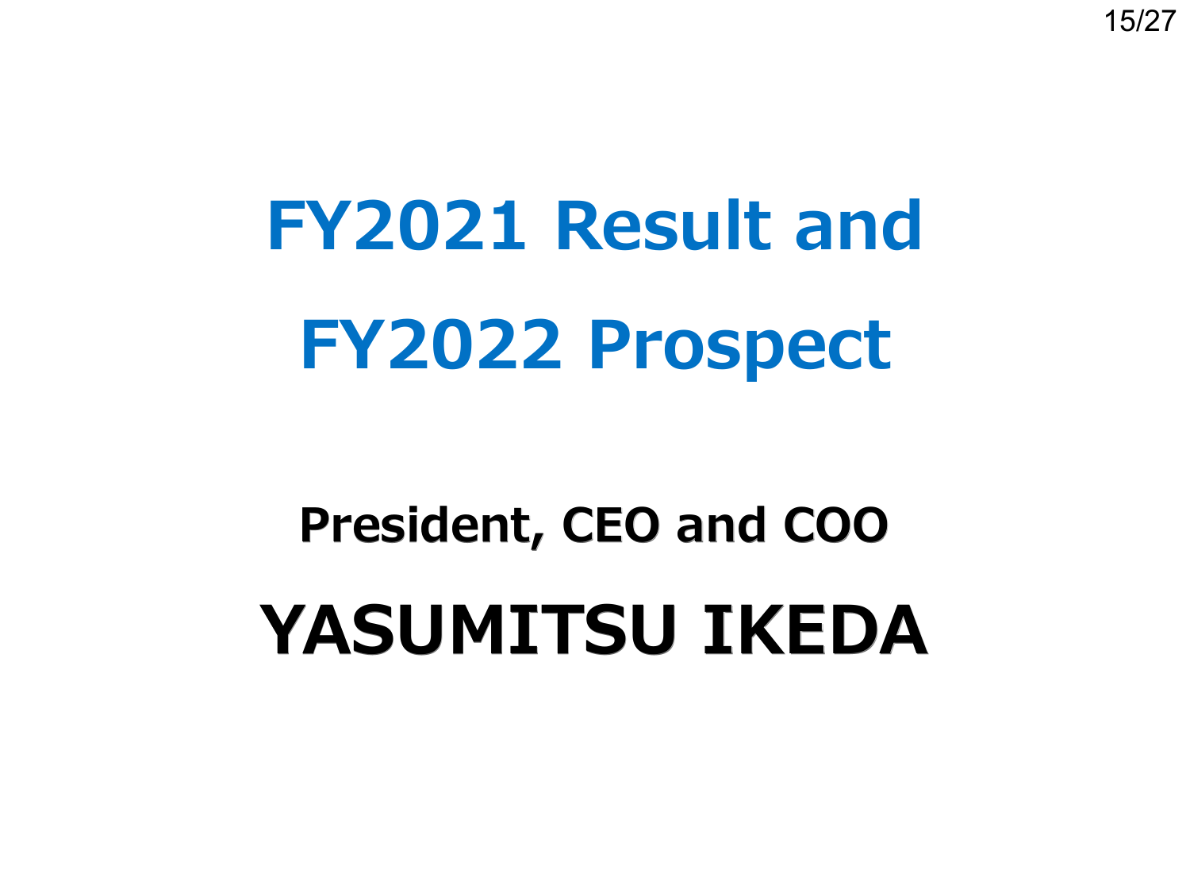# FY2021 Result and FY2022 Prospect

**President, CEO and COO**

## YASUMITSU IKEDA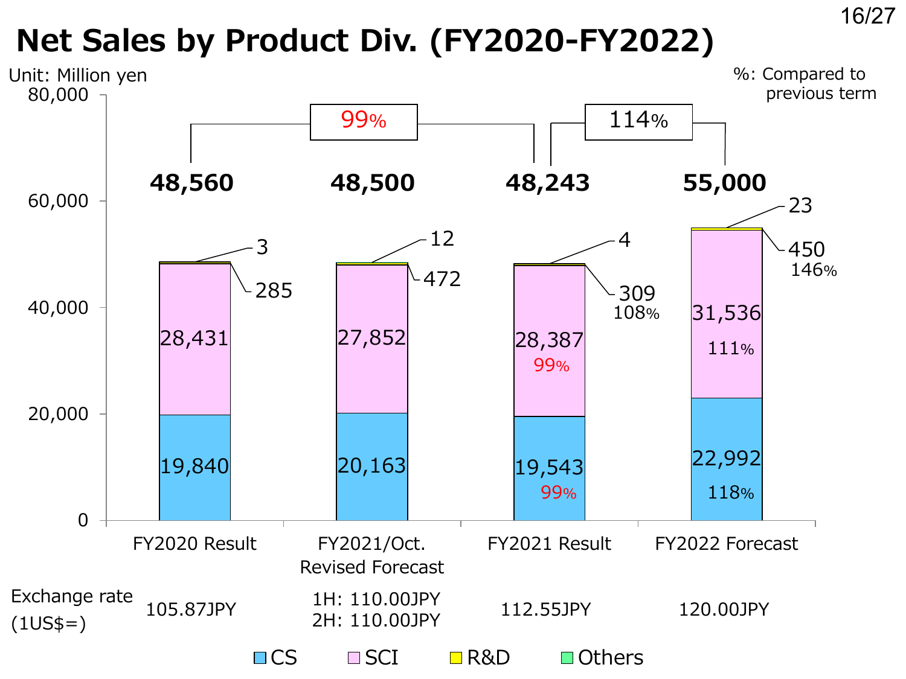# Net Sales by Product Div. (FY2020-FY2022)

Unit: Million yen

%: Compared to previous term

| | FY2020 Result | FY2021/Oct. Revised Forecast | FY2021 Result | FY2022 Forecast |
|---|---|---|---|---|
| CS | 19,840 | 20,163 | 19,543 (99%) | 22,992 (118%) |
| SCI | 28,431 | 27,852 | 28,387 (99%) | 31,536 (111%) |
| R&D | 285 | 472 | 309 (108%) | 450 (146%) |
| Others | 3 | 12 | 4 | 23 |
| Total | 48,560 | 48,500 | 48,243 | 55,000 |
| Exchange rate (1US$=) | 105.87JPY | 1H: 110.00JPY<br>2H: 110.00JPY | 112.55JPY | 120.00JPY |

FY2021 Result compared to FY2020 Result: 99%

FY2022 Forecast compared to FY2021 Result: 114%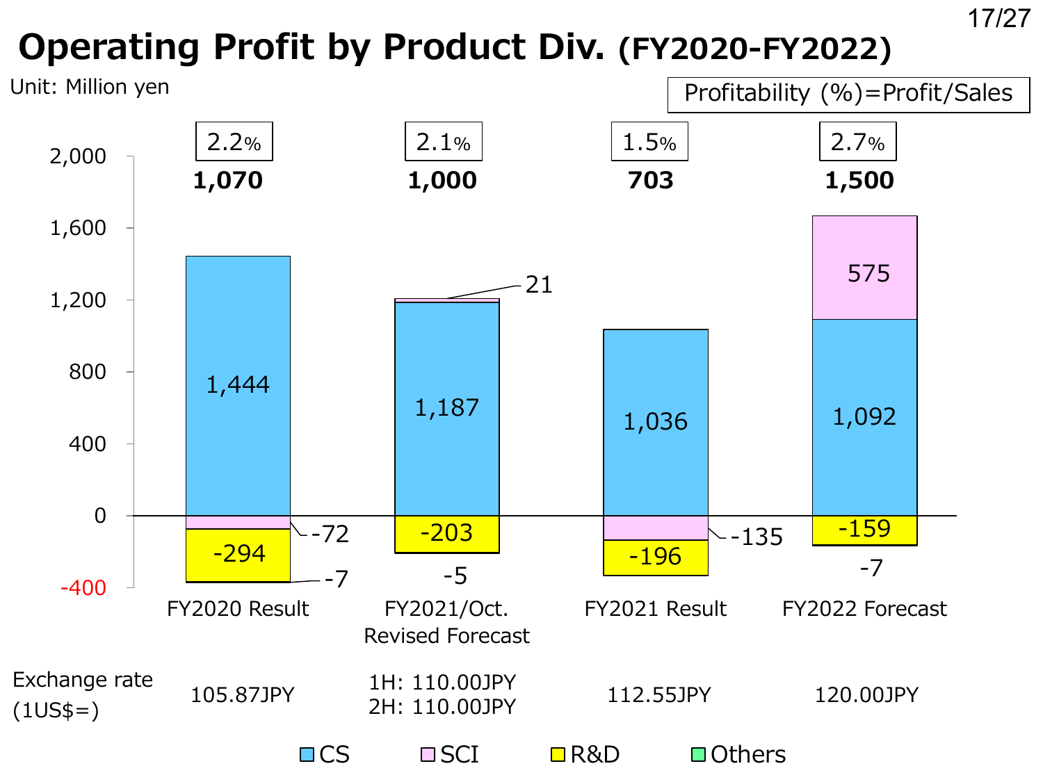# Operating Profit by Product Div. (FY2020-FY2022)

Unit: Million yen

Profitability (%)=Profit/Sales

| | FY2020 Result | FY2021/Oct. Revised Forecast | FY2021 Result | FY2022 Forecast |
|---|---|---|---|---|
| Profitability | 2.2% | 2.1% | 1.5% | 2.7% |
| Total | **1,070** | **1,000** | **703** | **1,500** |
| CS | 1,444 | 1,187 | 1,036 | 1,092 |
| SCI | -72 | 21 | -135 | 575 |
| R&D | -294 | -203 | -196 | -159 |
| Others | -7 | -5 | | -7 |
| Exchange rate (1US$=) | 105.87JPY | 1H: 110.00JPY<br>2H: 110.00JPY | 112.55JPY | 120.00JPY |

Legend: CS, SCI, R&D, Others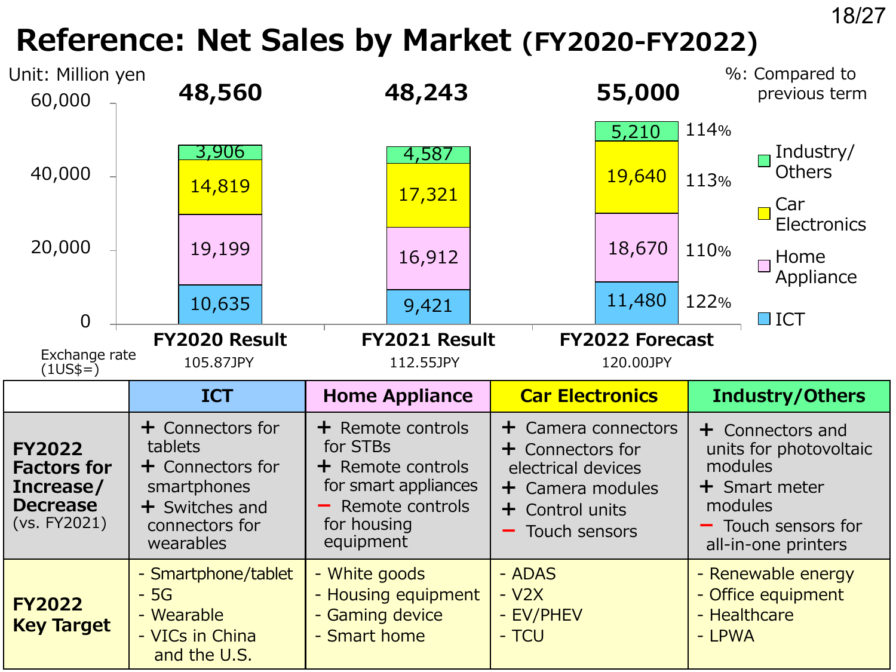# Reference: Net Sales by Market (FY2020-FY2022)

Unit: Million yen

%: Compared to previous term

| | FY2020 Result | FY2021 Result | FY2022 Forecast | % |
|---|---|---|---|---|
| Industry/Others | 3,906 | 4,587 | 5,210 | 114% |
| Car Electronics | 14,819 | 17,321 | 19,640 | 113% |
| Home Appliance | 19,199 | 16,912 | 18,670 | 110% |
| ICT | 10,635 | 9,421 | 11,480 | 122% |
| Total | 48,560 | 48,243 | 55,000 | |
| Exchange rate (1US$=) | 105.87JPY | 112.55JPY | 120.00JPY | |

| | ICT | Home Appliance | Car Electronics | Industry/Others |
|---|---|---|---|---|
| **FY2022 Factors for Increase/ Decrease** (vs. FY2021) | + Connectors for tablets<br>+ Connectors for smartphones<br>+ Switches and connectors for wearables | + Remote controls for STBs<br>+ Remote controls for smart appliances<br>− Remote controls for housing equipment | + Camera connectors<br>+ Connectors for electrical devices<br>+ Camera modules<br>+ Control units<br>− Touch sensors | + Connectors and units for photovoltaic modules<br>+ Smart meter modules<br>− Touch sensors for all-in-one printers |
| **FY2022 Key Target** | - Smartphone/tablet<br>- 5G<br>- Wearable<br>- VICs in China and the U.S. | - White goods<br>- Housing equipment<br>- Gaming device<br>- Smart home | - ADAS<br>- V2X<br>- EV/PHEV<br>- TCU | - Renewable energy<br>- Office equipment<br>- Healthcare<br>- LPWA |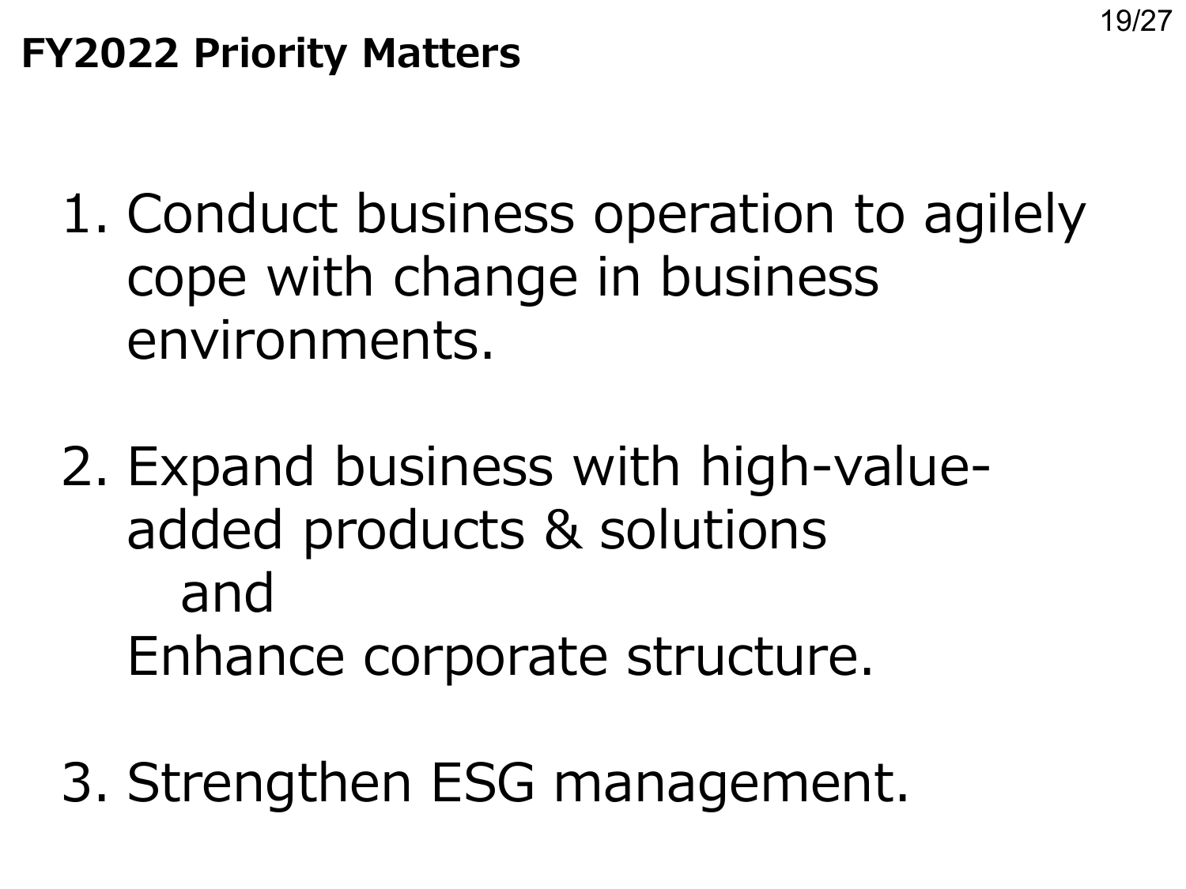# FY2022 Priority Matters

1. Conduct business operation to agilely cope with change in business environments.

2. Expand business with high-value-added products & solutions
   and
   Enhance corporate structure.

3. Strengthen ESG management.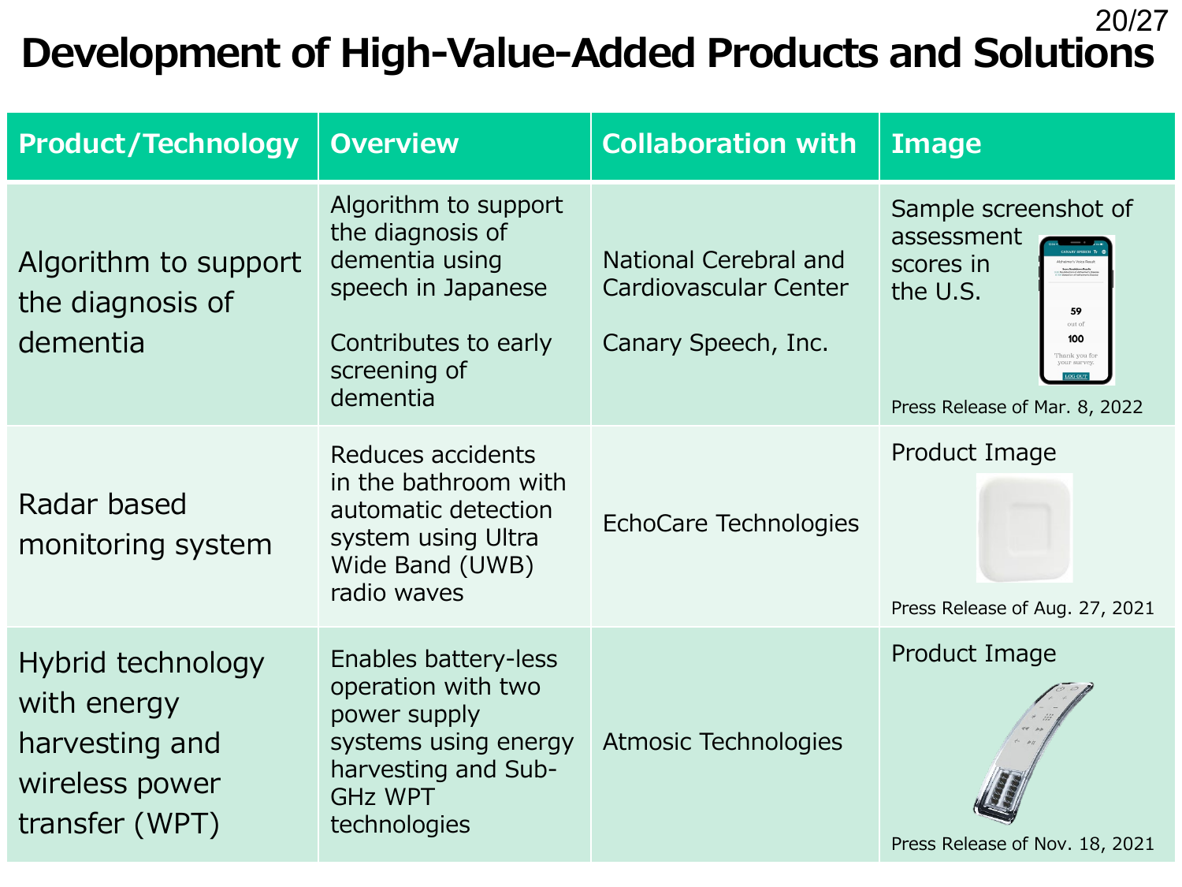# Development of High-Value-Added Products and Solutions

| Product/Technology | Overview | Collaboration with | Image |
|---|---|---|---|
| Algorithm to support the diagnosis of dementia | Algorithm to support the diagnosis of dementia using speech in Japanese<br><br>Contributes to early screening of dementia | National Cerebral and Cardiovascular Center<br><br>Canary Speech, Inc. | Sample screenshot of assessment scores in the U.S.<br><br>Press Release of Mar. 8, 2022 |
| Radar based monitoring system | Reduces accidents in the bathroom with automatic detection system using Ultra Wide Band (UWB) radio waves | EchoCare Technologies | Product Image<br><br>Press Release of Aug. 27, 2021 |
| Hybrid technology with energy harvesting and wireless power transfer (WPT) | Enables battery-less operation with two power supply systems using energy harvesting and Sub-GHz WPT technologies | Atmosic Technologies | Product Image<br><br>Press Release of Nov. 18, 2021 |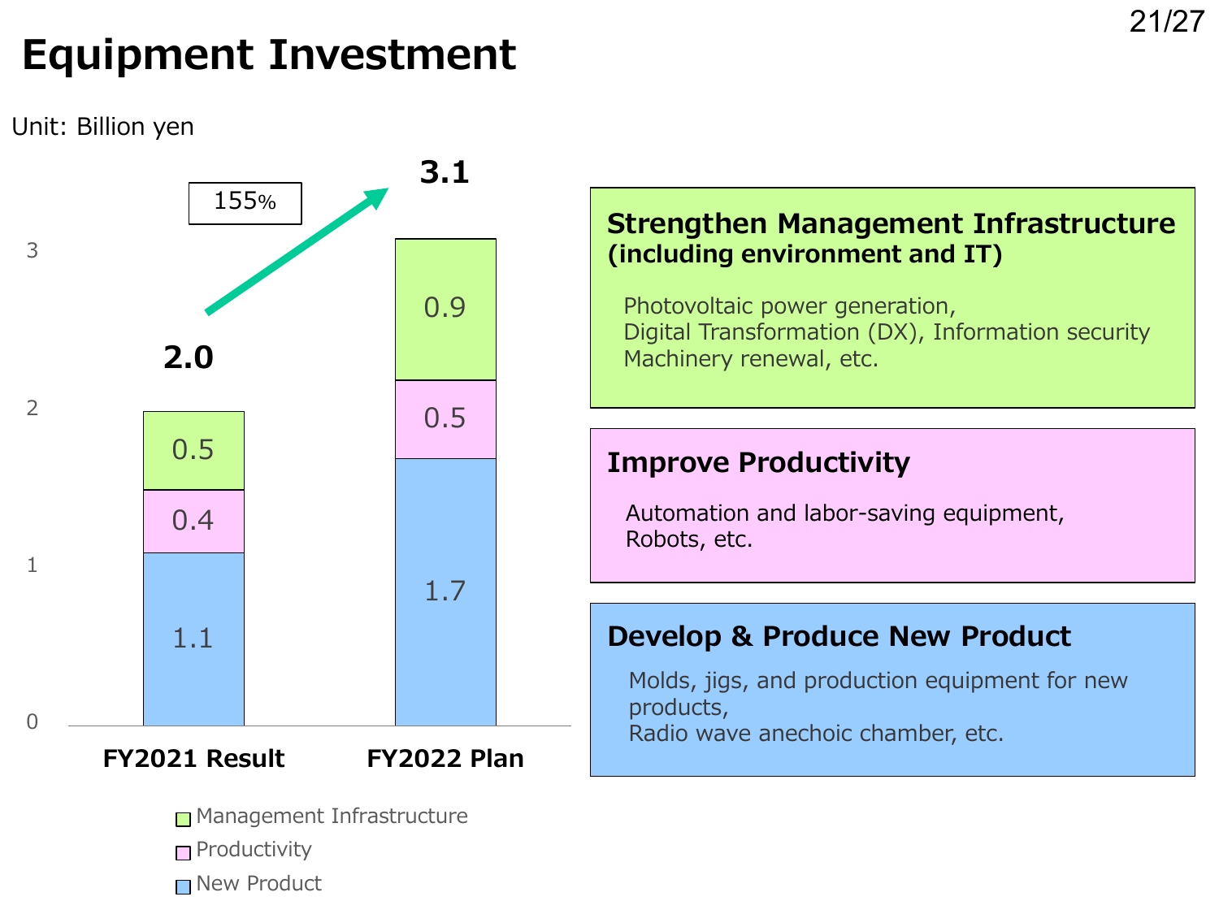# Equipment Investment

Unit: Billion yen

| | FY2021 Result | FY2022 Plan |
|---|---|---|
| Management Infrastructure | 0.5 | 0.9 |
| Productivity | 0.4 | 0.5 |
| New Product | 1.1 | 1.7 |
| Total | 2.0 | 3.1 |

155%

**Strengthen Management Infrastructure (including environment and IT)**

Photovoltaic power generation,
Digital Transformation (DX), Information security
Machinery renewal, etc.

**Improve Productivity**

Automation and labor-saving equipment,
Robots, etc.

**Develop & Produce New Product**

Molds, jigs, and production equipment for new products,
Radio wave anechoic chamber, etc.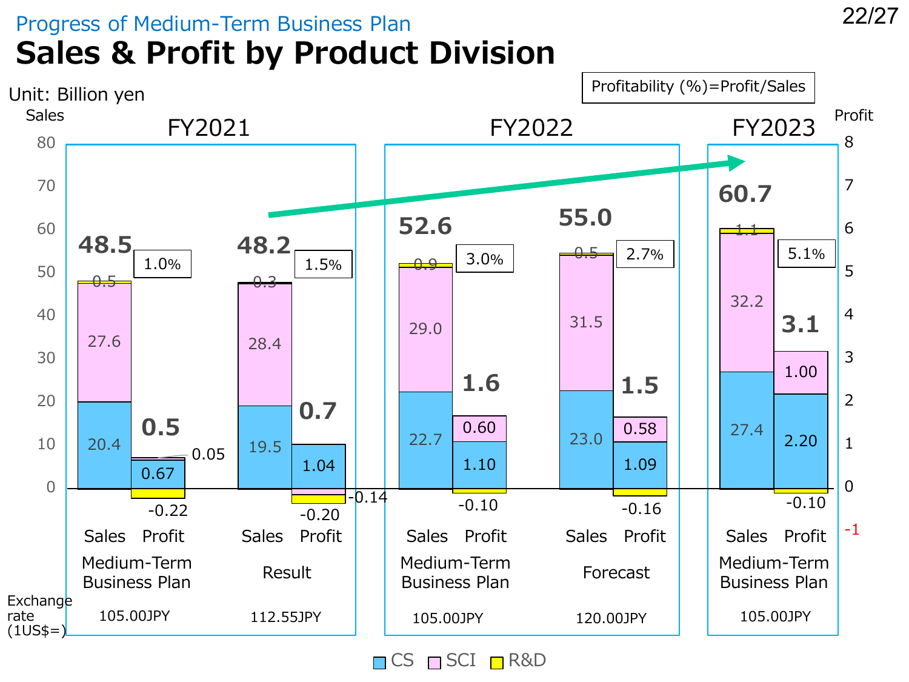Progress of Medium-Term Business Plan

# Sales & Profit by Product Division

Unit: Billion yen

Profitability (%)=Profit/Sales

| | FY2021 Medium-Term Business Plan | | FY2021 Result | | FY2022 Medium-Term Business Plan | | FY2022 Forecast | | FY2023 Medium-Term Business Plan | |
|---|---|---|---|---|---|---|---|---|---|---|
| | Sales | Profit | Sales | Profit | Sales | Profit | Sales | Profit | Sales | Profit |
| CS | 20.4 | 0.67 | 19.5 | 1.04 | 22.7 | 1.10 | 23.0 | 1.09 | 27.4 | 2.20 |
| SCI | 27.6 | 0.05 | 28.4 | -0.14 | 29.0 | 0.60 | 31.5 | 0.58 | 32.2 | 1.00 |
| R&D | 0.5 | -0.22 | 0.3 | -0.20 | 0.9 | -0.10 | 0.5 | -0.16 | 1.1 | -0.10 |
| Total | 48.5 | 0.5 | 48.2 | 0.7 | 52.6 | 1.6 | 55.0 | 1.5 | 60.7 | 3.1 |
| Profitability | | 1.0% | | 1.5% | | 3.0% | | 2.7% | | 5.1% |
| Exchange rate (1US$=) | 105.00JPY | | 112.55JPY | | 105.00JPY | | 120.00JPY | | 105.00JPY | |

CS / SCI / R&D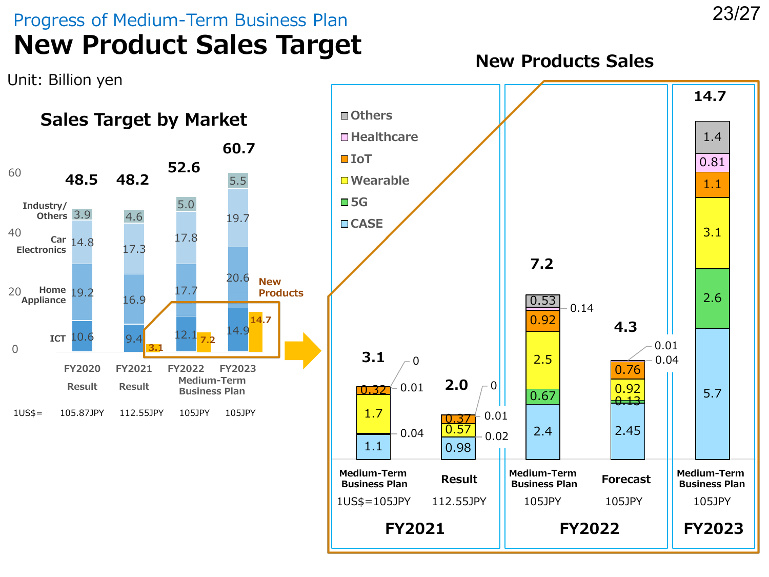Progress of Medium-Term Business Plan

# New Product Sales Target

Unit: Billion yen

## Sales Target by Market

| Market | FY2020 Result | FY2021 Result | FY2022 Medium-Term Business Plan | FY2023 Medium-Term Business Plan |
|---|---|---|---|---|
| Industry/Others | 3.9 | 4.6 | 5.0 | 5.5 |
| Car Electronics | 14.8 | 17.3 | 17.8 | 19.7 |
| Home Appliance | 19.2 | 16.9 | 17.7 | 20.6 |
| ICT | 10.6 | 9.4 | 12.1 | 14.9 |
| **Total** | **48.5** | **48.2** | **52.6** | **60.7** |
| New Products | | 3.1 | 7.2 | 14.7 |
| 1US$= | 105.87JPY | 112.55JPY | 105JPY | 105JPY |

## New Products Sales

| | FY2021 Medium-Term Business Plan | FY2021 Result | FY2022 Medium-Term Business Plan | FY2022 Forecast | FY2023 Medium-Term Business Plan |
|---|---|---|---|---|---|
| Others | 0 | 0 | 0.53 | 0.01 | 1.4 |
| Healthcare | 0.01 | 0.01 | 0.14 | 0.04 | 0.81 |
| IoT | 0.32 | 0.37 | 0.92 | 0.76 | 1.1 |
| Wearable | 1.7 | 0.57 | 2.5 | 0.92 | 3.1 |
| 5G | 0.04 | 0.02 | 0.67 | 0.13 | 2.6 |
| CASE | 1.1 | 0.98 | 2.4 | 2.45 | 5.7 |
| **Total** | **3.1** | **2.0** | **7.2** | **4.3** | **14.7** |
| 1US$= | 105JPY | 112.55JPY | 105JPY | 105JPY | 105JPY |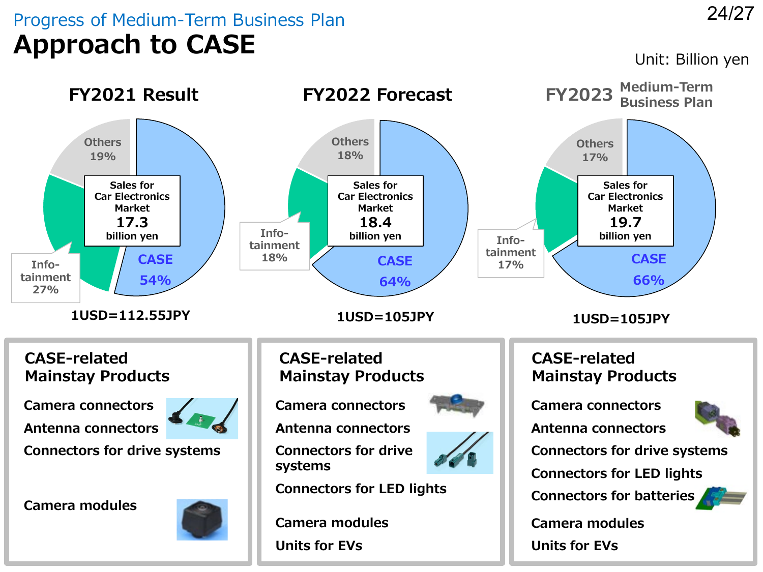Progress of Medium-Term Business Plan

# Approach to CASE

Unit: Billion yen

## FY2021 Result

Sales for Car Electronics Market **17.3** billion yen

- CASE 54%
- Info-tainment 27%
- Others 19%

1USD=112.55JPY

## FY2022 Forecast

Sales for Car Electronics Market **18.4** billion yen

- CASE 64%
- Info-tainment 18%
- Others 18%

1USD=105JPY

## FY2023 Medium-Term Business Plan

Sales for Car Electronics Market **19.7** billion yen

- CASE 66%
- Info-tainment 17%
- Others 17%

1USD=105JPY

### FY2021: CASE-related Mainstay Products

- Camera connectors
- Antenna connectors
- Connectors for drive systems
- Camera modules

### FY2022: CASE-related Mainstay Products

- Camera connectors
- Antenna connectors
- Connectors for drive systems
- Connectors for LED lights
- Camera modules
- Units for EVs

### FY2023: CASE-related Mainstay Products

- Camera connectors
- Antenna connectors
- Connectors for drive systems
- Connectors for LED lights
- Connectors for batteries
- Camera modules
- Units for EVs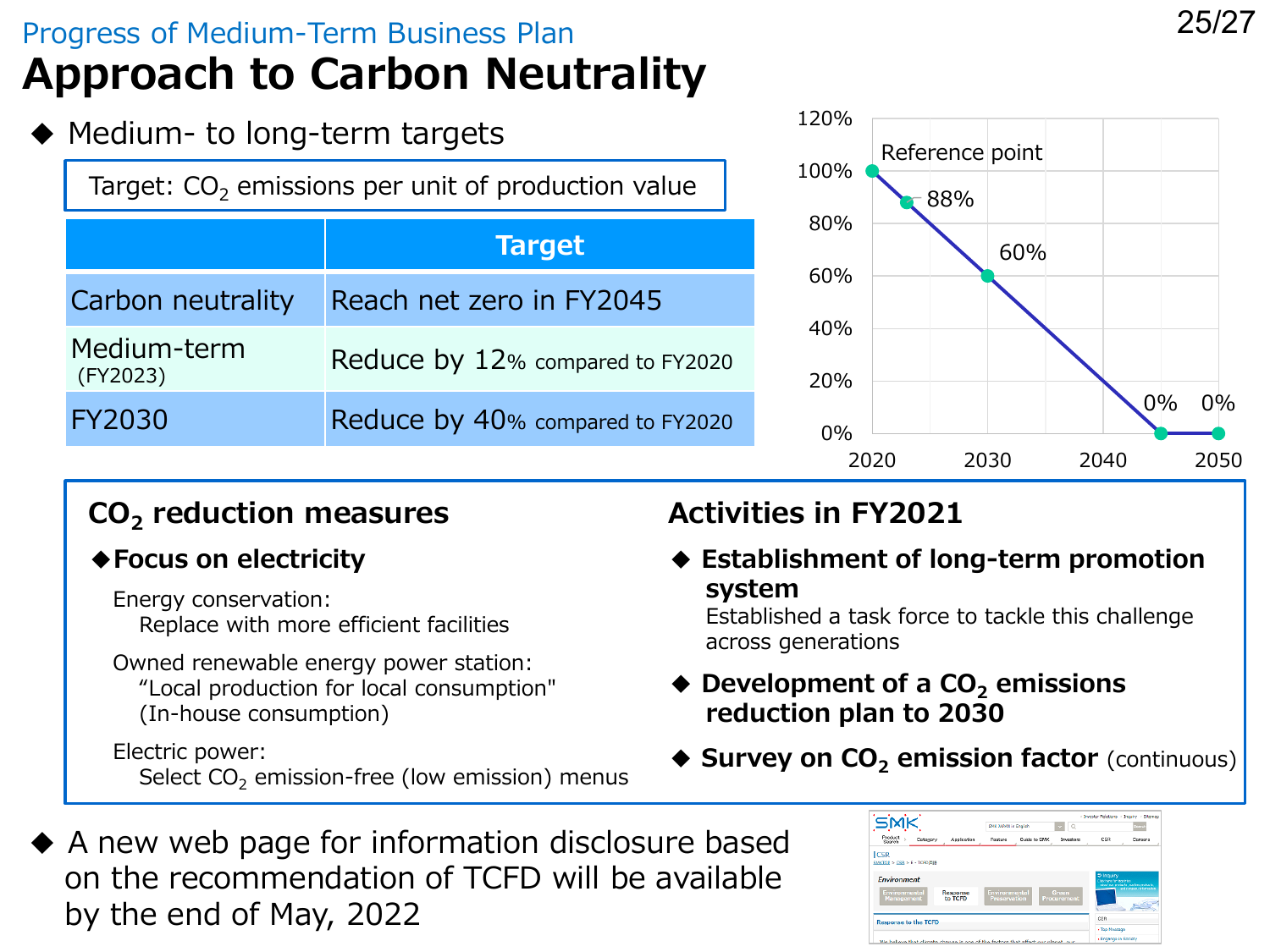Progress of Medium-Term Business Plan

# Approach to Carbon Neutrality

◆ Medium- to long-term targets

Target: $CO_2$ emissions per unit of production value

| | Target |
|---|---|
| Carbon neutrality | Reach net zero in FY2045 |
| Medium-term (FY2023) | Reduce by 12% compared to FY2020 |
| FY2030 | Reduce by 40% compared to FY2020 |

Reference point: 2020 100%; 88%; 2030 60%; 2045 0%; 2050 0%

## $CO_2$ reduction measures

◆ **Focus on electricity**

Energy conservation:
Replace with more efficient facilities

Owned renewable energy power station:
"Local production for local consumption" (In-house consumption)

Electric power:
Select $CO_2$ emission-free (low emission) menus

## Activities in FY2021

- **Establishment of long-term promotion system**
  Established a task force to tackle this challenge across generations
- **Development of a $CO_2$ emissions reduction plan to 2030**
- **Survey on $CO_2$ emission factor** (continuous)

◆ A new web page for information disclosure based on the recommendation of TCFD will be available by the end of May, 2022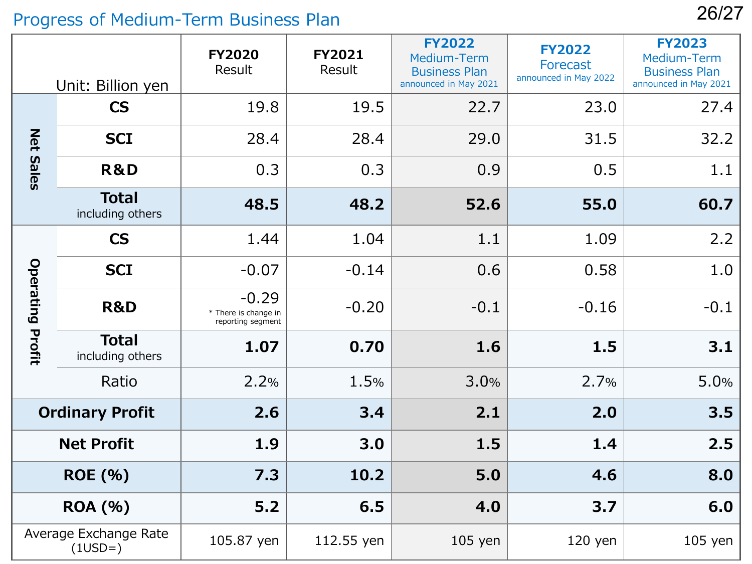## Progress of Medium-Term Business Plan

| Unit: Billion yen | | FY2020 Result | FY2021 Result | FY2022 Medium-Term Business Plan announced in May 2021 | FY2022 Forecast announced in May 2022 | FY2023 Medium-Term Business Plan announced in May 2021 |
|---|---|---|---|---|---|---|
| Net Sales | CS | 19.8 | 19.5 | 22.7 | 23.0 | 27.4 |
| | SCI | 28.4 | 28.4 | 29.0 | 31.5 | 32.2 |
| | R&D | 0.3 | 0.3 | 0.9 | 0.5 | 1.1 |
| | **Total** including others | **48.5** | **48.2** | **52.6** | **55.0** | **60.7** |
| Operating Profit | CS | 1.44 | 1.04 | 1.1 | 1.09 | 2.2 |
| | SCI | -0.07 | -0.14 | 0.6 | 0.58 | 1.0 |
| | R&D | -0.29 * There is change in reporting segment | -0.20 | -0.1 | -0.16 | -0.1 |
| | **Total** including others | **1.07** | **0.70** | **1.6** | **1.5** | **3.1** |
| | Ratio | 2.2% | 1.5% | 3.0% | 2.7% | 5.0% |
| **Ordinary Profit** | | **2.6** | **3.4** | **2.1** | **2.0** | **3.5** |
| **Net Profit** | | **1.9** | **3.0** | **1.5** | **1.4** | **2.5** |
| **ROE (%)** | | **7.3** | **10.2** | **5.0** | **4.6** | **8.0** |
| **ROA (%)** | | **5.2** | **6.5** | **4.0** | **3.7** | **6.0** |
| Average Exchange Rate (1USD=) | | 105.87 yen | 112.55 yen | 105 yen | 120 yen | 105 yen |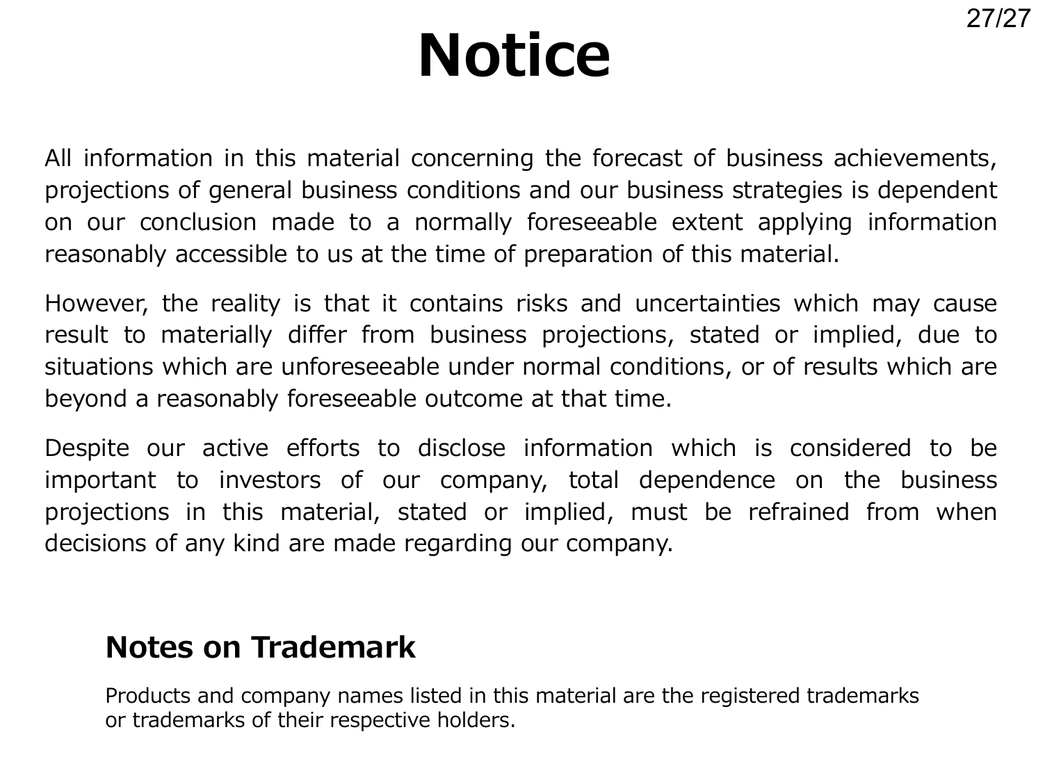# Notice

All information in this material concerning the forecast of business achievements, projections of general business conditions and our business strategies is dependent on our conclusion made to a normally foreseeable extent applying information reasonably accessible to us at the time of preparation of this material.

However, the reality is that it contains risks and uncertainties which may cause result to materially differ from business projections, stated or implied, due to situations which are unforeseeable under normal conditions, or of results which are beyond a reasonably foreseeable outcome at that time.

Despite our active efforts to disclose information which is considered to be important to investors of our company, total dependence on the business projections in this material, stated or implied, must be refrained from when decisions of any kind are made regarding our company.

## Notes on Trademark

Products and company names listed in this material are the registered trademarks or trademarks of their respective holders.